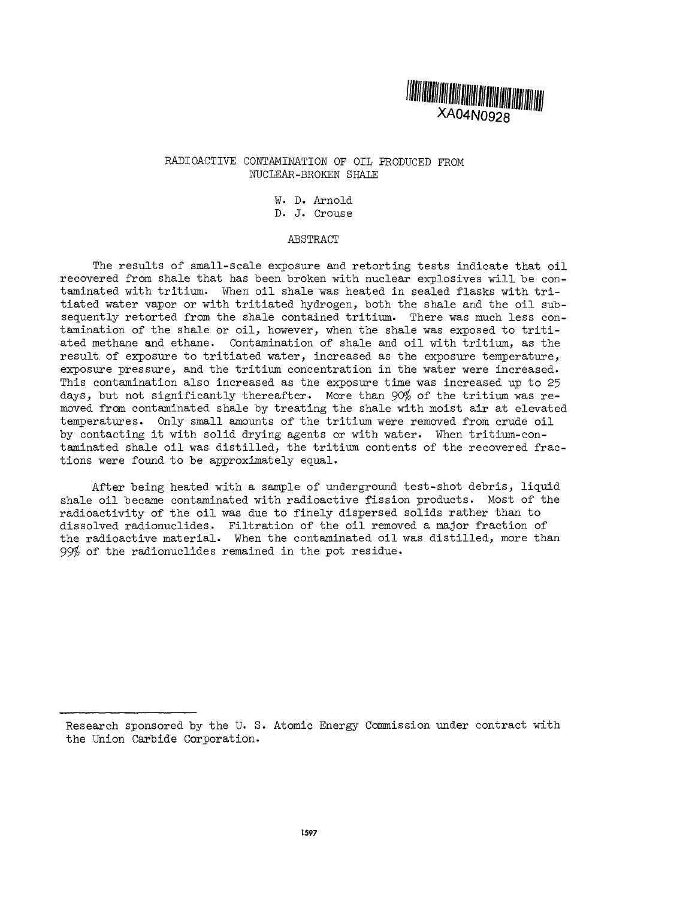XA04N0928

# RADIOACTIVE CONTAMINATION OF OIL PRODUCED FROM NUCLEAR-BROKEN SHALE

W. D. Arnold
D. J. Crouse

## ABSTRACT

The results of small-scale exposure and retorting tests indicate that oil recovered from shale that has been broken with nuclear explosives will be contaminated with tritium. When oil shale was heated in sealed flasks with tritiated water vapor or with tritiated hydrogen, both the shale and the oil subsequently retorted from the shale contained tritium. There was much less contamination of the shale or oil, however, when the shale was exposed to tritiated methane and ethane. Contamination of shale and oil with tritium, as the result of exposure to tritiated water, increased as the exposure temperature, exposure pressure, and the tritium concentration in the water were increased. This contamination also increased as the exposure time was increased up to 25 days, but not significantly thereafter. More than 90% of the tritium was removed from contaminated shale by treating the shale with moist air at elevated temperatures. Only small amounts of the tritium were removed from crude oil by contacting it with solid drying agents or with water. When tritium-contaminated shale oil was distilled, the tritium contents of the recovered fractions were found to be approximately equal.

After being heated with a sample of underground test-shot debris, liquid shale oil became contaminated with radioactive fission products. Most of the radioactivity of the oil was due to finely dispersed solids rather than to dissolved radionuclides. Filtration of the oil removed a major fraction of the radioactive material. When the contaminated oil was distilled, more than 99% of the radionuclides remained in the pot residue.

---

Research sponsored by the U. S. Atomic Energy Commission under contract with the Union Carbide Corporation.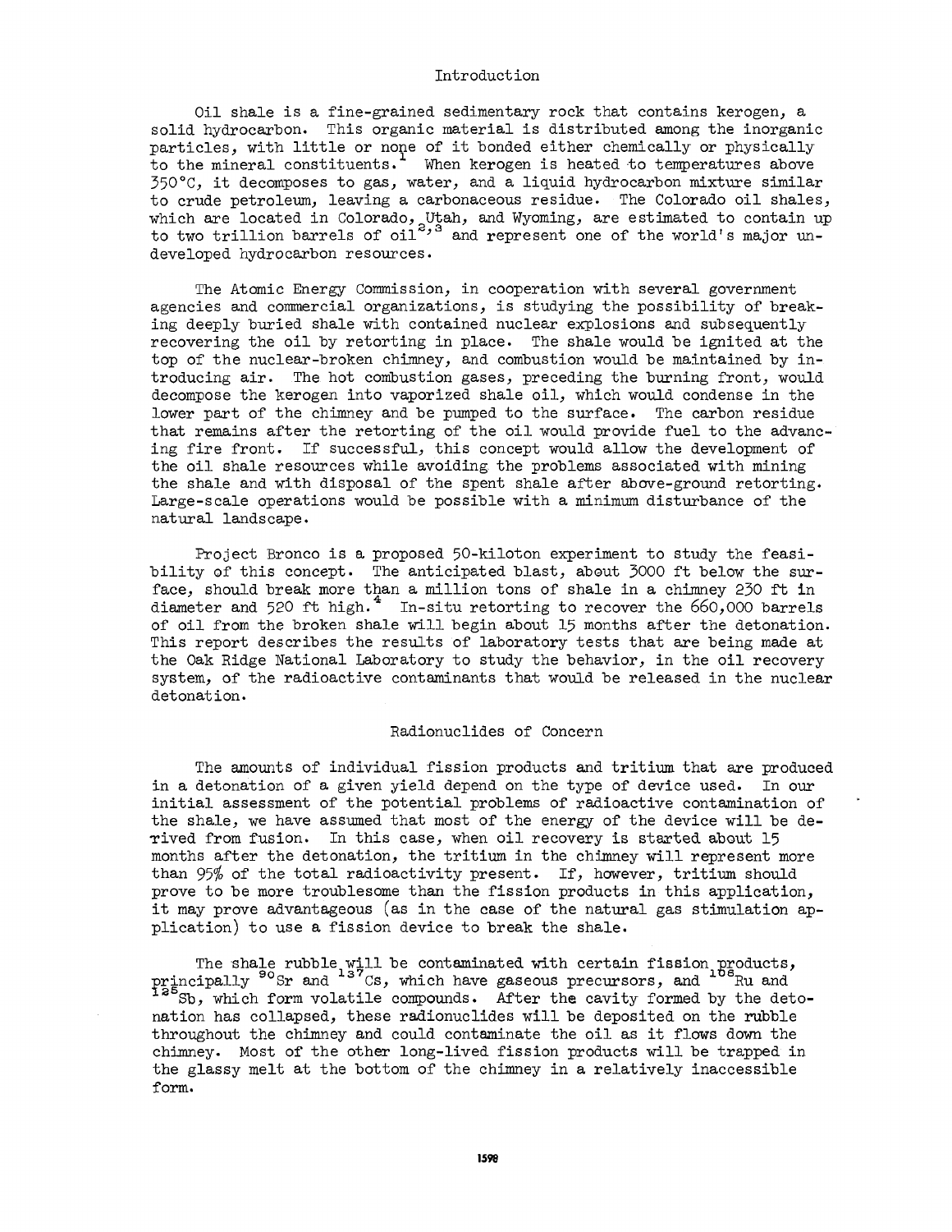## Introduction

Oil shale is a fine-grained sedimentary rock that contains kerogen, a solid hydrocarbon. This organic material is distributed among the inorganic particles, with little or none of it bonded either chemically or physically to the mineral constituents.[1] When kerogen is heated to temperatures above 350°C, it decomposes to gas, water, and a liquid hydrocarbon mixture similar to crude petroleum, leaving a carbonaceous residue. The Colorado oil shales, which are located in Colorado, Utah, and Wyoming, are estimated to contain up to two trillion barrels of oil[2,3] and represent one of the world's major undeveloped hydrocarbon resources.

The Atomic Energy Commission, in cooperation with several government agencies and commercial organizations, is studying the possibility of breaking deeply buried shale with contained nuclear explosions and subsequently recovering the oil by retorting in place. The shale would be ignited at the top of the nuclear-broken chimney, and combustion would be maintained by introducing air. The hot combustion gases, preceding the burning front, would decompose the kerogen into vaporized shale oil, which would condense in the lower part of the chimney and be pumped to the surface. The carbon residue that remains after the retorting of the oil would provide fuel to the advancing fire front. If successful, this concept would allow the development of the oil shale resources while avoiding the problems associated with mining the shale and with disposal of the spent shale after above-ground retorting. Large-scale operations would be possible with a minimum disturbance of the natural landscape.

Project Bronco is a proposed 50-kiloton experiment to study the feasibility of this concept. The anticipated blast, about 3000 ft below the surface, should break more than a million tons of shale in a chimney 230 ft in diameter and 520 ft high.[4] In-situ retorting to recover the 660,000 barrels of oil from the broken shale will begin about 15 months after the detonation. This report describes the results of laboratory tests that are being made at the Oak Ridge National Laboratory to study the behavior, in the oil recovery system, of the radioactive contaminants that would be released in the nuclear detonation.

## Radionuclides of Concern

The amounts of individual fission products and tritium that are produced in a detonation of a given yield depend on the type of device used. In our initial assessment of the potential problems of radioactive contamination of the shale, we have assumed that most of the energy of the device will be derived from fusion. In this case, when oil recovery is started about 15 months after the detonation, the tritium in the chimney will represent more than 95% of the total radioactivity present. If, however, tritium should prove to be more troublesome than the fission products in this application, it may prove advantageous (as in the case of the natural gas stimulation application) to use a fission device to break the shale.

The shale rubble will be contaminated with certain fission products, principally $^{90}$Sr and $^{137}$Cs, which have gaseous precursors, and $^{106}$Ru and $^{125}$Sb, which form volatile compounds. After the cavity formed by the detonation has collapsed, these radionuclides will be deposited on the rubble throughout the chimney and could contaminate the oil as it flows down the chimney. Most of the other long-lived fission products will be trapped in the glassy melt at the bottom of the chimney in a relatively inaccessible form.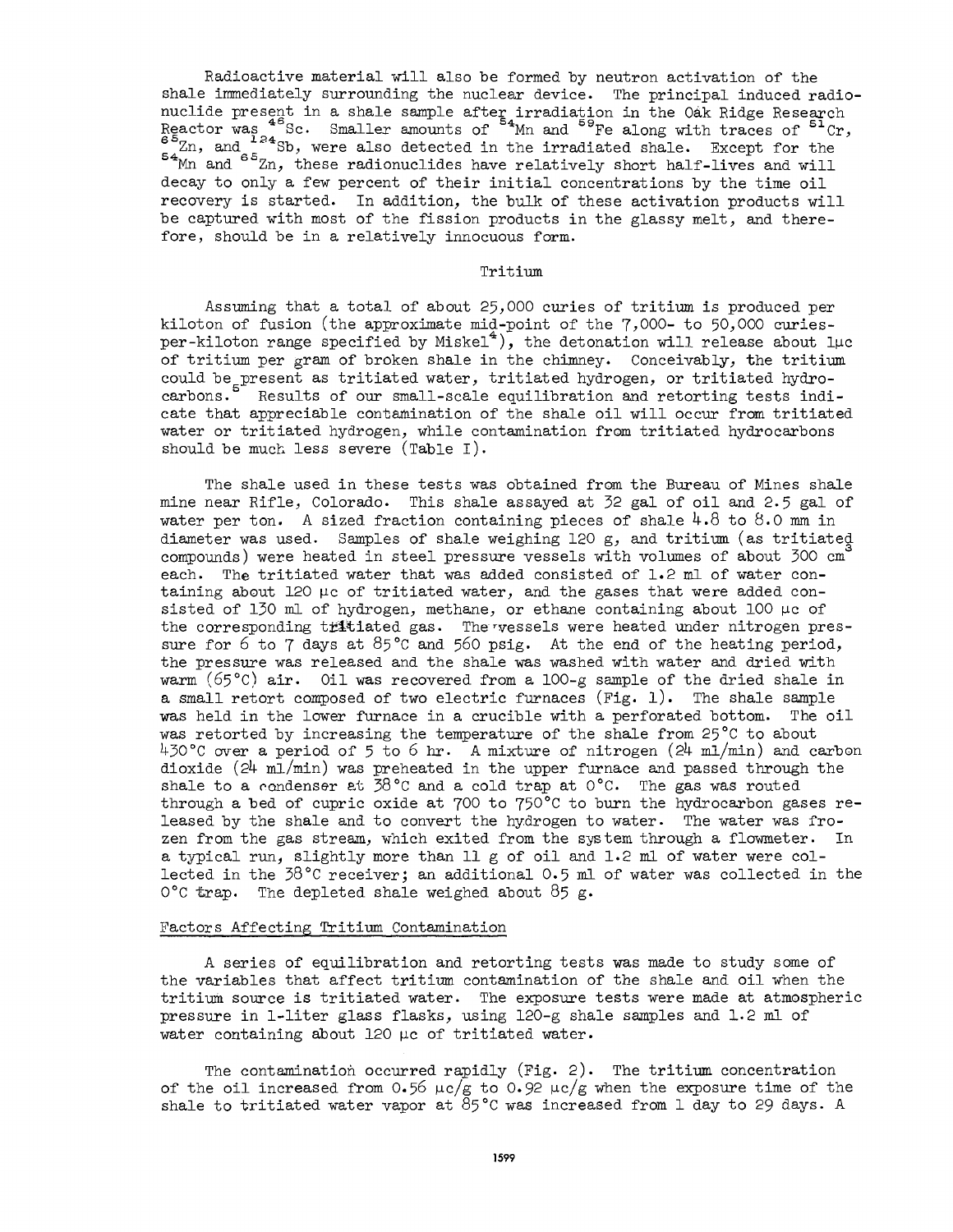Radioactive material will also be formed by neutron activation of the shale immediately surrounding the nuclear device. The principal induced radionuclide present in a shale sample after irradiation in the Oak Ridge Research Reactor was $^{46}$Sc. Smaller amounts of $^{54}$Mn and $^{59}$Fe along with traces of $^{51}$Cr, $^{65}$Zn, and $^{124}$Sb, were also detected in the irradiated shale. Except for the $^{54}$Mn and $^{65}$Zn, these radionuclides have relatively short half-lives and will decay to only a few percent of their initial concentrations by the time oil recovery is started. In addition, the bulk of these activation products will be captured with most of the fission products in the glassy melt, and therefore, should be in a relatively innocuous form.

## Tritium

Assuming that a total of about 25,000 curies of tritium is produced per kiloton of fusion (the approximate mid-point of the 7,000- to 50,000 curies-per-kiloton range specified by Miskel[4]), the detonation will release about 1μc of tritium per gram of broken shale in the chimney. Conceivably, the tritium could be present as tritiated water, tritiated hydrogen, or tritiated hydrocarbons.[5] Results of our small-scale equilibration and retorting tests indicate that appreciable contamination of the shale oil will occur from tritiated water or tritiated hydrogen, while contamination from tritiated hydrocarbons should be much less severe (Table I).

The shale used in these tests was obtained from the Bureau of Mines shale mine near Rifle, Colorado. This shale assayed at 32 gal of oil and 2.5 gal of water per ton. A sized fraction containing pieces of shale 4.8 to 8.0 mm in diameter was used. Samples of shale weighing 120 g, and tritium (as tritiated compounds) were heated in steel pressure vessels with volumes of about 300 cm$^3$ each. The tritiated water that was added consisted of 1.2 ml of water containing about 120 μc of tritiated water, and the gases that were added consisted of 130 ml of hydrogen, methane, or ethane containing about 100 μc of the corresponding tritiated gas. The vessels were heated under nitrogen pressure for 6 to 7 days at 85°C and 560 psig. At the end of the heating period, the pressure was released and the shale was washed with water and dried with warm (65°C) air. Oil was recovered from a 100-g sample of the dried shale in a small retort composed of two electric furnaces (Fig. 1). The shale sample was held in the lower furnace in a crucible with a perforated bottom. The oil was retorted by increasing the temperature of the shale from 25°C to about 430°C over a period of 5 to 6 hr. A mixture of nitrogen (24 ml/min) and carbon dioxide (24 ml/min) was preheated in the upper furnace and passed through the shale to a condenser at 38°C and a cold trap at 0°C. The gas was routed through a bed of cupric oxide at 700 to 750°C to burn the hydrocarbon gases released by the shale and to convert the hydrogen to water. The water was frozen from the gas stream, which exited from the system through a flowmeter. In a typical run, slightly more than 11 g of oil and 1.2 ml of water were collected in the 38°C receiver; an additional 0.5 ml of water was collected in the 0°C trap. The depleted shale weighed about 85 g.

### Factors Affecting Tritium Contamination

A series of equilibration and retorting tests was made to study some of the variables that affect tritium contamination of the shale and oil when the tritium source is tritiated water. The exposure tests were made at atmospheric pressure in 1-liter glass flasks, using 120-g shale samples and 1.2 ml of water containing about 120 μc of tritiated water.

The contamination occurred rapidly (Fig. 2). The tritium concentration of the oil increased from 0.56 μc/g to 0.92 μc/g when the exposure time of the shale to tritiated water vapor at 85°C was increased from 1 day to 29 days. A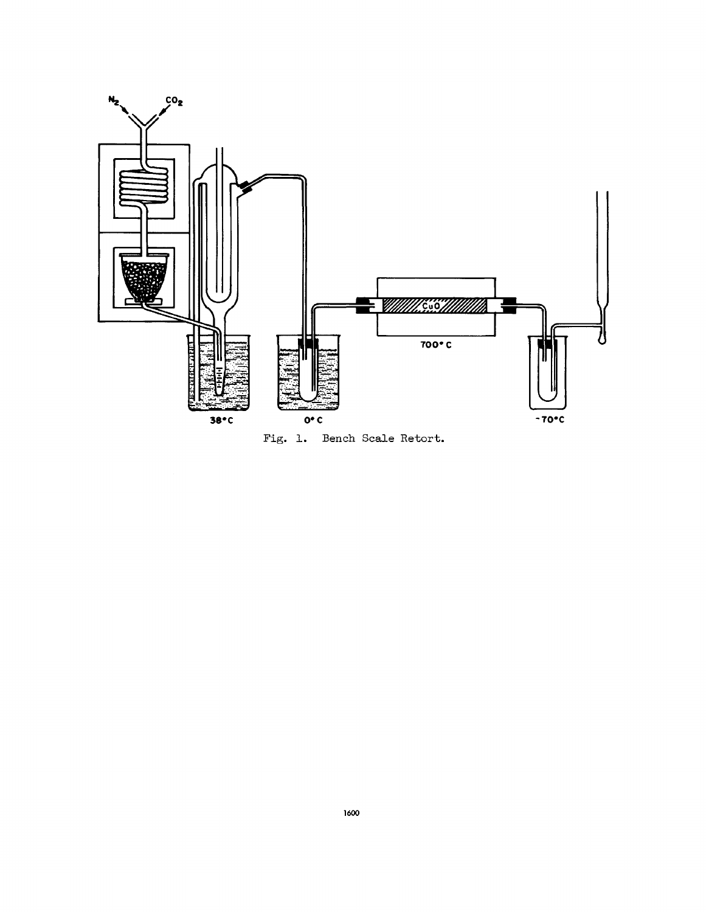Fig. 1. Bench Scale Retort.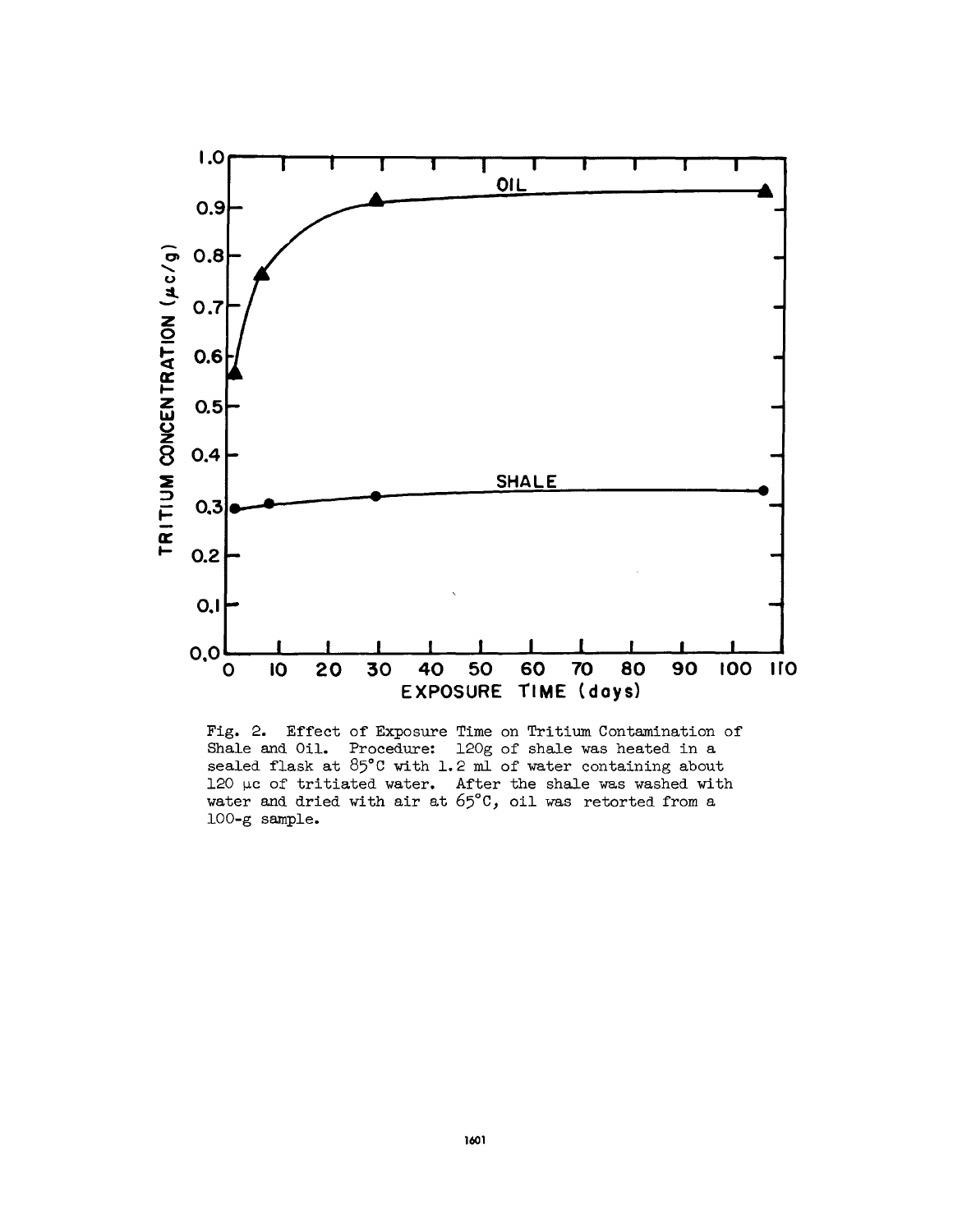Fig. 2. Effect of Exposure Time on Tritium Contamination of Shale and Oil. Procedure: 120g of shale was heated in a sealed flask at 85°C with 1.2 ml of water containing about 120 μc of tritiated water. After the shale was washed with water and dried with air at 65°C, oil was retorted from a 100-g sample.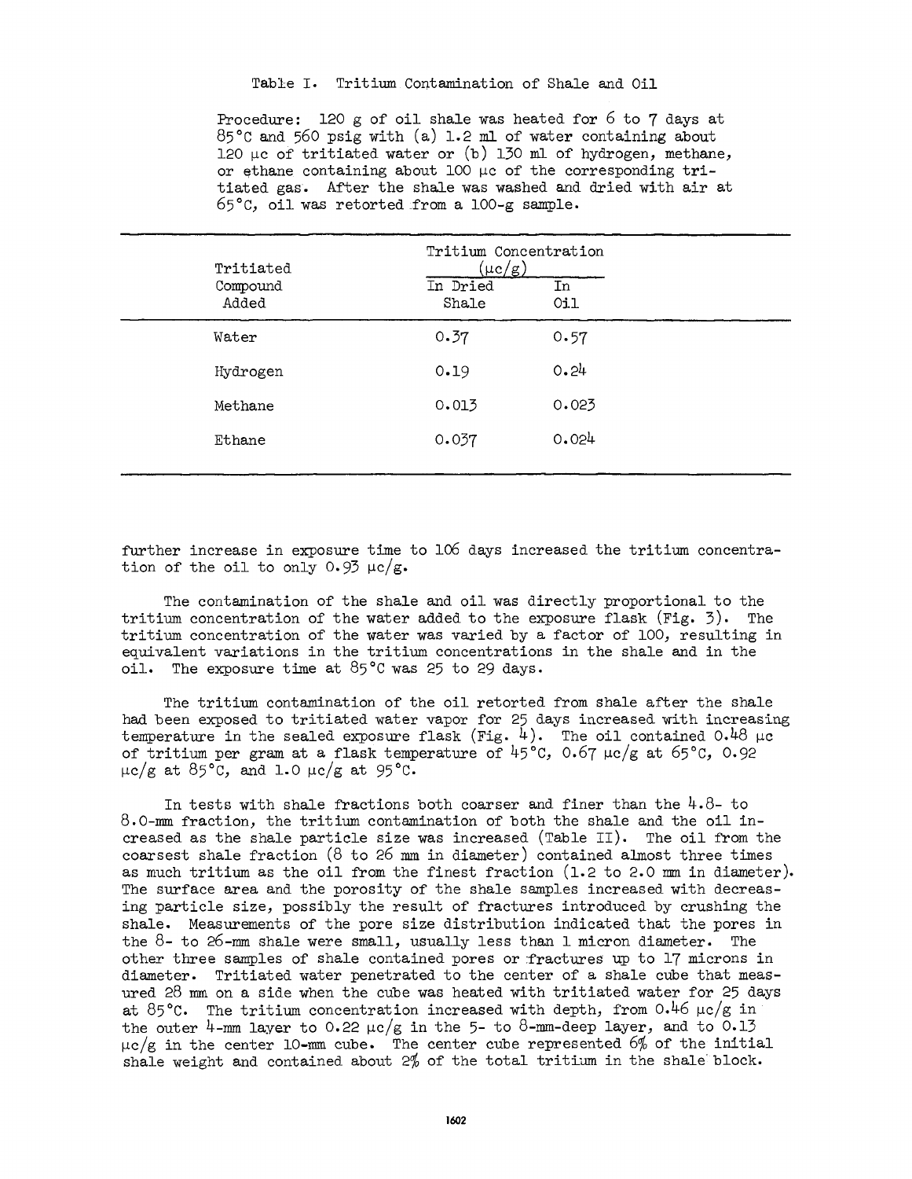Table I. Tritium Contamination of Shale and Oil

Procedure: 120 g of oil shale was heated for 6 to 7 days at 85°C and 560 psig with (a) 1.2 ml of water containing about 120 μc of tritiated water or (b) 130 ml of hydrogen, methane, or ethane containing about 100 μc of the corresponding tritiated gas. After the shale was washed and dried with air at 65°C, oil was retorted from a 100-g sample.

| Tritiated Compound Added | Tritium Concentration (μc/g) | |
|---|---|---|
| | In Dried Shale | In Oil |
| Water | 0.37 | 0.57 |
| Hydrogen | 0.19 | 0.24 |
| Methane | 0.013 | 0.023 |
| Ethane | 0.037 | 0.024 |

further increase in exposure time to 106 days increased the tritium concentration of the oil to only 0.93 μc/g.

The contamination of the shale and oil was directly proportional to the tritium concentration of the water added to the exposure flask (Fig. 3). The tritium concentration of the water was varied by a factor of 100, resulting in equivalent variations in the tritium concentrations in the shale and in the oil. The exposure time at 85°C was 25 to 29 days.

The tritium contamination of the oil retorted from shale after the shale had been exposed to tritiated water vapor for 25 days increased with increasing temperature in the sealed exposure flask (Fig. 4). The oil contained 0.48 μc of tritium per gram at a flask temperature of 45°C, 0.67 μc/g at 65°C, 0.92 μc/g at 85°C, and 1.0 μc/g at 95°C.

In tests with shale fractions both coarser and finer than the 4.8- to 8.0-mm fraction, the tritium contamination of both the shale and the oil increased as the shale particle size was increased (Table II). The oil from the coarsest shale fraction (8 to 26 mm in diameter) contained almost three times as much tritium as the oil from the finest fraction (1.2 to 2.0 mm in diameter). The surface area and the porosity of the shale samples increased with decreasing particle size, possibly the result of fractures introduced by crushing the shale. Measurements of the pore size distribution indicated that the pores in the 8- to 26-mm shale were small, usually less than 1 micron diameter. The other three samples of shale contained pores or fractures up to 17 microns in diameter. Tritiated water penetrated to the center of a shale cube that measured 28 mm on a side when the cube was heated with tritiated water for 25 days at 85°C. The tritium concentration increased with depth, from 0.46 μc/g in the outer 4-mm layer to 0.22 μc/g in the 5- to 8-mm-deep layer, and to 0.13 μc/g in the center 10-mm cube. The center cube represented 6% of the initial shale weight and contained about 2% of the total tritium in the shale block.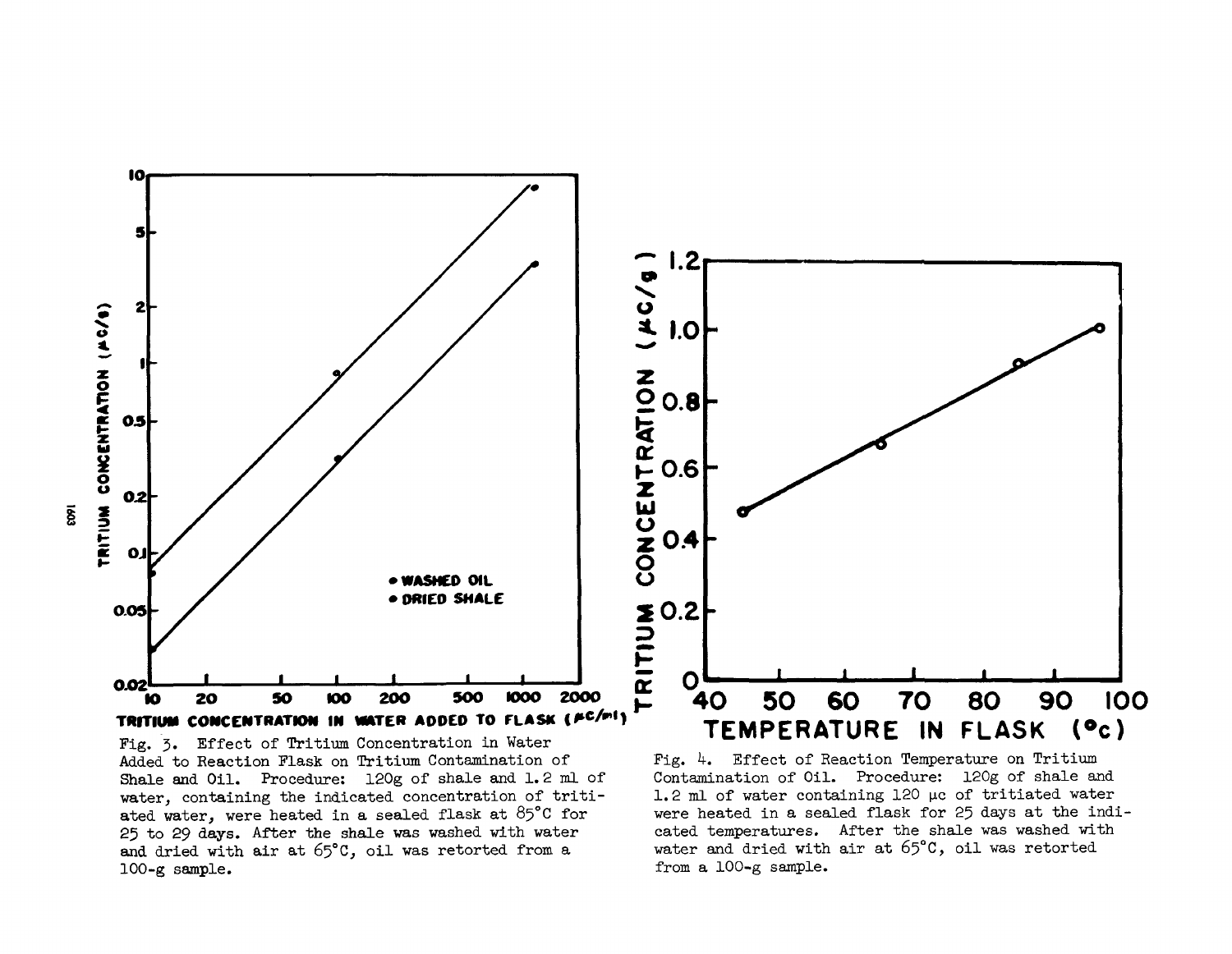Fig. 3. Effect of Tritium Concentration in Water Added to Reaction Flask on Tritium Contamination of Shale and Oil. Procedure: 120g of shale and 1.2 ml of water, containing the indicated concentration of tritiated water, were heated in a sealed flask at 85°C for 25 to 29 days. After the shale was washed with water and dried with air at 65°C, oil was retorted from a 100-g sample.

Fig. 4. Effect of Reaction Temperature on Tritium Contamination of Oil. Procedure: 120g of shale and 1.2 ml of water containing 120 μc of tritiated water were heated in a sealed flask for 25 days at the indicated temperatures. After the shale was washed with water and dried with air at 65°C, oil was retorted from a 100-g sample.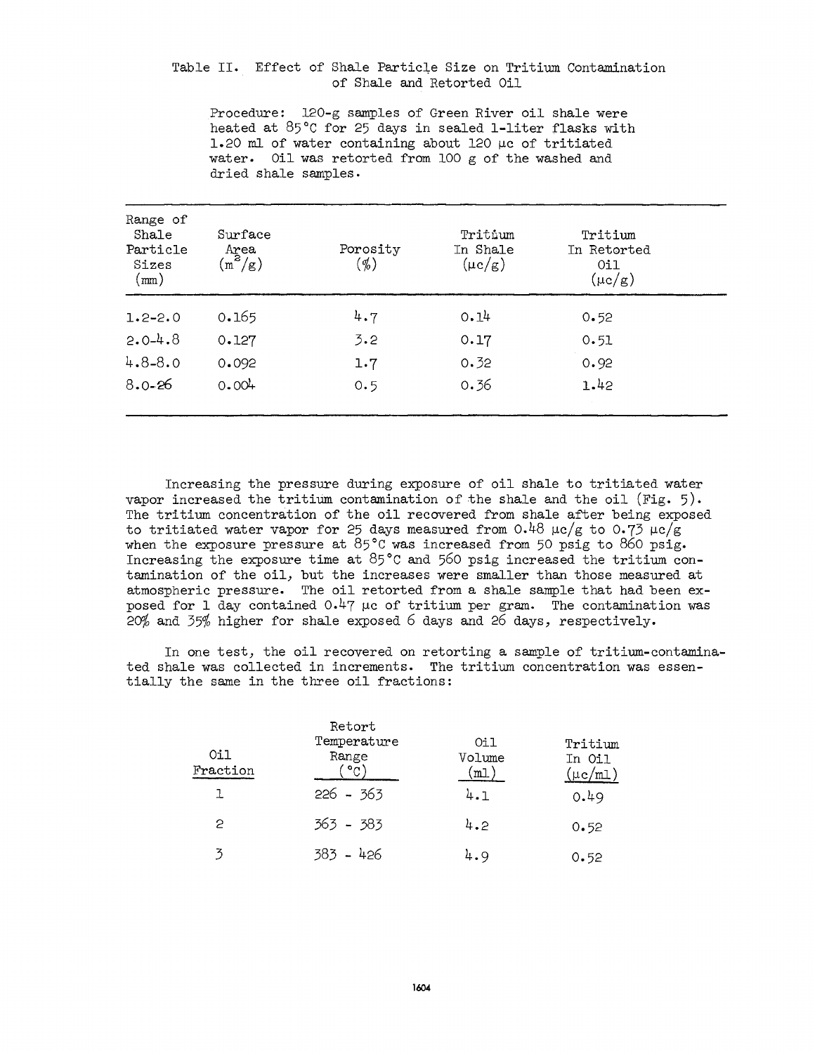Table II. Effect of Shale Particle Size on Tritium Contamination of Shale and Retorted Oil

Procedure: 120-g samples of Green River oil shale were heated at 85°C for 25 days in sealed 1-liter flasks with 1.20 ml of water containing about 120 μc of tritiated water. Oil was retorted from 100 g of the washed and dried shale samples.

| Range of Shale Particle Sizes (mm) | Surface Area ($m^2/g$) | Porosity (%) | Tritium In Shale (μc/g) | Tritium In Retorted Oil (μc/g) |
|---|---|---|---|---|
| 1.2-2.0 | 0.165 | 4.7 | 0.14 | 0.52 |
| 2.0-4.8 | 0.127 | 3.2 | 0.17 | 0.51 |
| 4.8-8.0 | 0.092 | 1.7 | 0.32 | 0.92 |
| 8.0-26 | 0.004 | 0.5 | 0.36 | 1.42 |

Increasing the pressure during exposure of oil shale to tritiated water vapor increased the tritium contamination of the shale and the oil (Fig. 5). The tritium concentration of the oil recovered from shale after being exposed to tritiated water vapor for 25 days measured from 0.48 μc/g to 0.73 μc/g when the exposure pressure at 85°C was increased from 50 psig to 860 psig. Increasing the exposure time at 85°C and 560 psig increased the tritium contamination of the oil, but the increases were smaller than those measured at atmospheric pressure. The oil retorted from a shale sample that had been exposed for 1 day contained 0.47 μc of tritium per gram. The contamination was 20% and 35% higher for shale exposed 6 days and 26 days, respectively.

In one test, the oil recovered on retorting a sample of tritium-contaminated shale was collected in increments. The tritium concentration was essentially the same in the three oil fractions:

| Oil Fraction | Retort Temperature Range (°C) | Oil Volume (ml) | Tritium In Oil (μc/ml) |
|---|---|---|---|
| 1 | 226 - 363 | 4.1 | 0.49 |
| 2 | 363 - 383 | 4.2 | 0.52 |
| 3 | 383 - 426 | 4.9 | 0.52 |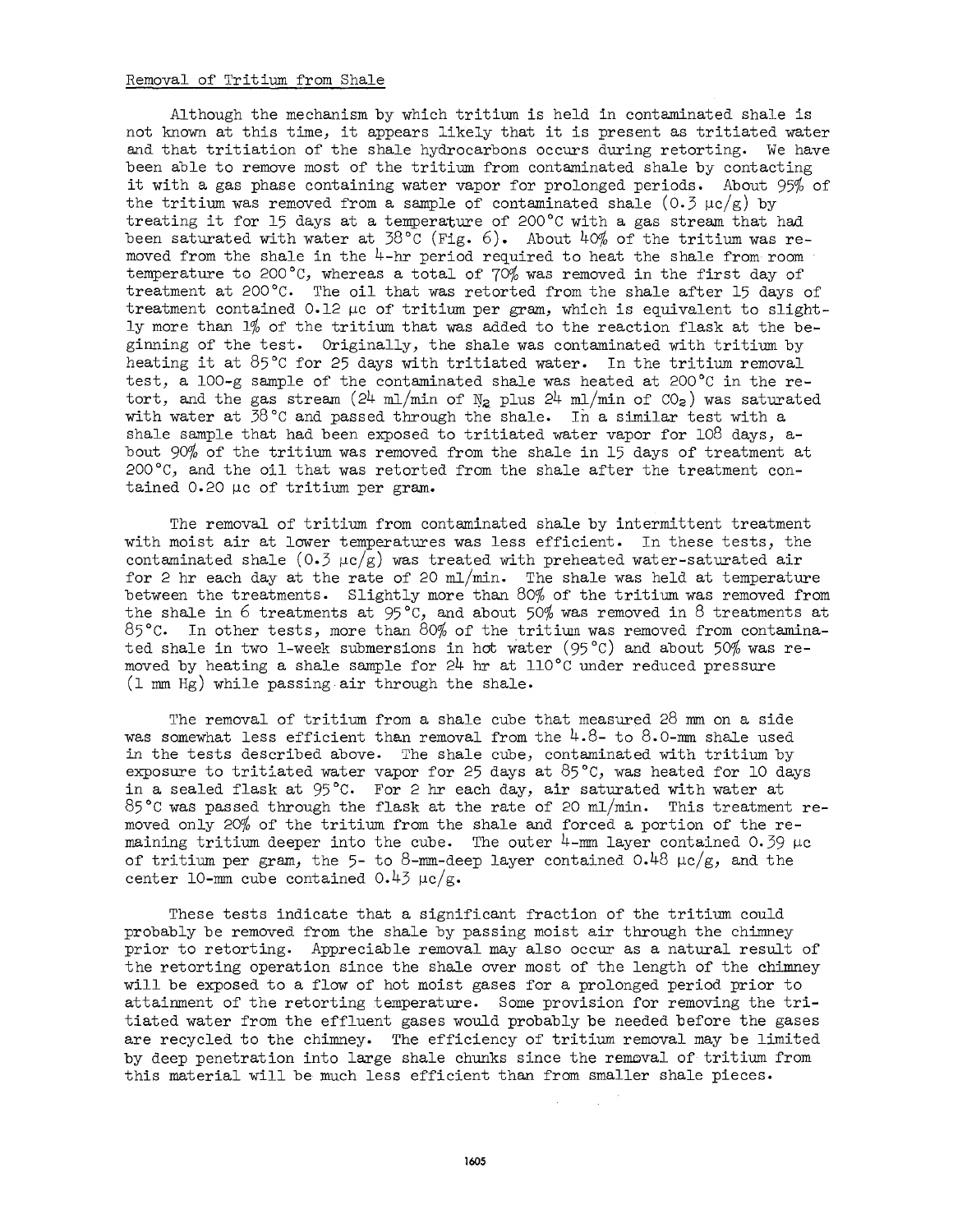## Removal of Tritium from Shale

Although the mechanism by which tritium is held in contaminated shale is not known at this time, it appears likely that it is present as tritiated water and that tritiation of the shale hydrocarbons occurs during retorting. We have been able to remove most of the tritium from contaminated shale by contacting it with a gas phase containing water vapor for prolonged periods. About 95% of the tritium was removed from a sample of contaminated shale (0.3 μc/g) by treating it for 15 days at a temperature of 200°C with a gas stream that had been saturated with water at 38°C (Fig. 6). About 40% of the tritium was removed from the shale in the 4-hr period required to heat the shale from room temperature to 200°C, whereas a total of 70% was removed in the first day of treatment at 200°C. The oil that was retorted from the shale after 15 days of treatment contained 0.12 μc of tritium per gram, which is equivalent to slightly more than 1% of the tritium that was added to the reaction flask at the beginning of the test. Originally, the shale was contaminated with tritium by heating it at 85°C for 25 days with tritiated water. In the tritium removal test, a 100-g sample of the contaminated shale was heated at 200°C in the retort, and the gas stream (24 ml/min of $N_2$ plus 24 ml/min of $CO_2$) was saturated with water at 38°C and passed through the shale. In a similar test with a shale sample that had been exposed to tritiated water vapor for 108 days, about 90% of the tritium was removed from the shale in 15 days of treatment at 200°C, and the oil that was retorted from the shale after the treatment contained 0.20 μc of tritium per gram.

The removal of tritium from contaminated shale by intermittent treatment with moist air at lower temperatures was less efficient. In these tests, the contaminated shale (0.3 μc/g) was treated with preheated water-saturated air for 2 hr each day at the rate of 20 ml/min. The shale was held at temperature between the treatments. Slightly more than 80% of the tritium was removed from the shale in 6 treatments at 95°C, and about 50% was removed in 8 treatments at 85°C. In other tests, more than 80% of the tritium was removed from contaminated shale in two 1-week submersions in hot water (95°C) and about 50% was removed by heating a shale sample for 24 hr at 110°C under reduced pressure (1 mm Hg) while passing air through the shale.

The removal of tritium from a shale cube that measured 28 mm on a side was somewhat less efficient than removal from the 4.8- to 8.0-mm shale used in the tests described above. The shale cube, contaminated with tritium by exposure to tritiated water vapor for 25 days at 85°C, was heated for 10 days in a sealed flask at 95°C. For 2 hr each day, air saturated with water at 85°C was passed through the flask at the rate of 20 ml/min. This treatment removed only 20% of the tritium from the shale and forced a portion of the remaining tritium deeper into the cube. The outer 4-mm layer contained 0.39 μc of tritium per gram, the 5- to 8-mm-deep layer contained 0.48 μc/g, and the center 10-mm cube contained 0.43 μc/g.

These tests indicate that a significant fraction of the tritium could probably be removed from the shale by passing moist air through the chimney prior to retorting. Appreciable removal may also occur as a natural result of the retorting operation since the shale over most of the length of the chimney will be exposed to a flow of hot moist gases for a prolonged period prior to attainment of the retorting temperature. Some provision for removing the tritiated water from the effluent gases would probably be needed before the gases are recycled to the chimney. The efficiency of tritium removal may be limited by deep penetration into large shale chunks since the removal of tritium from this material will be much less efficient than from smaller shale pieces.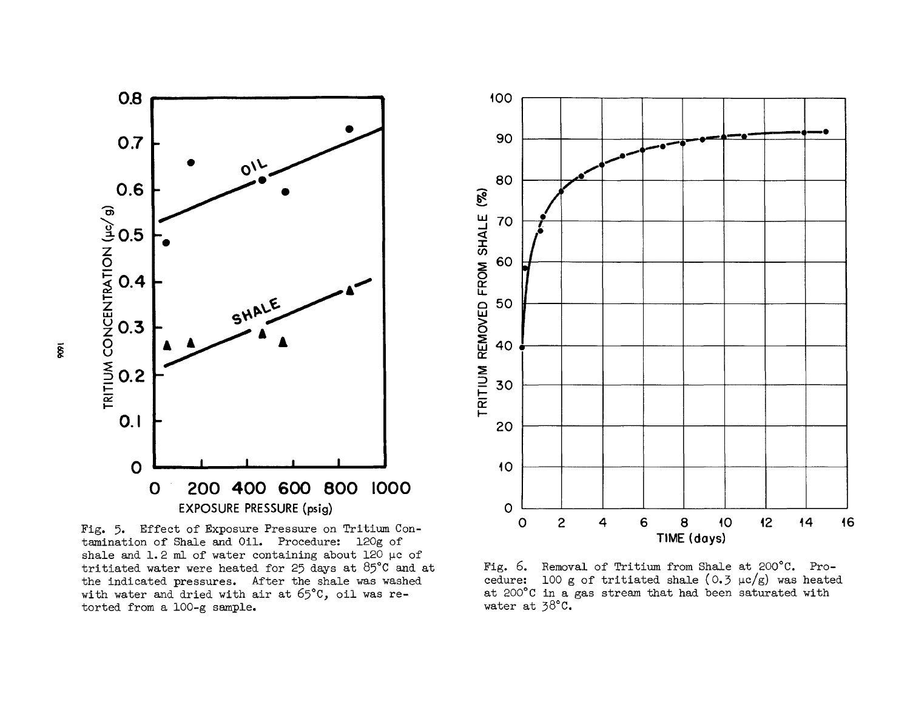Fig. 5. Effect of Exposure Pressure on Tritium Contamination of Shale and Oil. Procedure: 120g of shale and 1.2 ml of water containing about 120 μc of tritiated water were heated for 25 days at 85°C and at the indicated pressures. After the shale was washed with water and dried with air at 65°C, oil was retorted from a 100-g sample.

Fig. 6. Removal of Tritium from Shale at 200°C. Procedure: 100 g of tritiated shale (0.3 μc/g) was heated at 200°C in a gas stream that had been saturated with water at 38°C.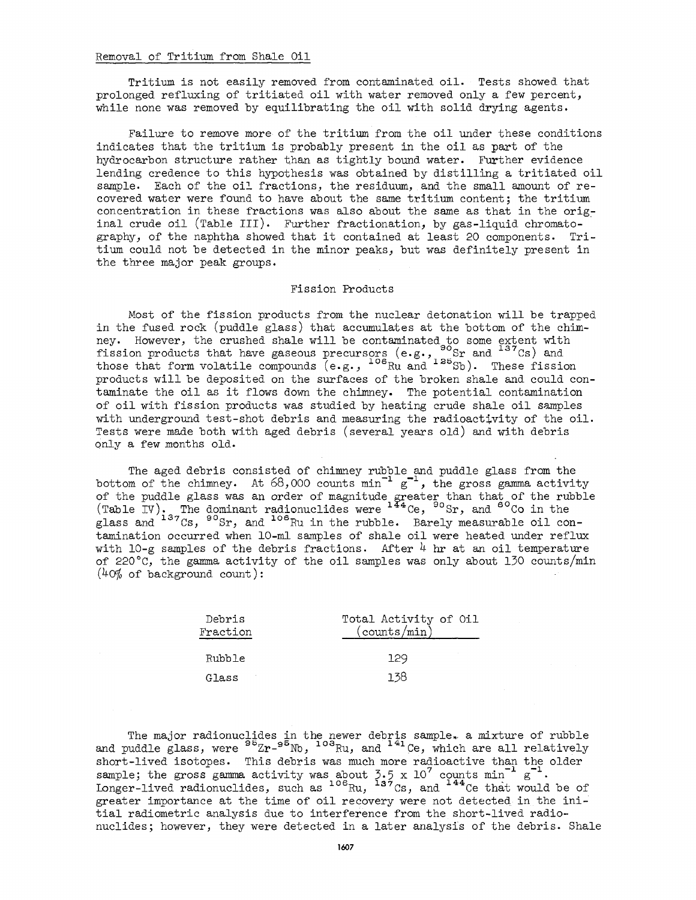## Removal of Tritium from Shale Oil

Tritium is not easily removed from contaminated oil. Tests showed that prolonged refluxing of tritiated oil with water removed only a few percent, while none was removed by equilibrating the oil with solid drying agents.

Failure to remove more of the tritium from the oil under these conditions indicates that the tritium is probably present in the oil as part of the hydrocarbon structure rather than as tightly bound water. Further evidence lending credence to this hypothesis was obtained by distilling a tritiated oil sample. Each of the oil fractions, the residuum, and the small amount of recovered water were found to have about the same tritium content; the tritium concentration in these fractions was also about the same as that in the original crude oil (Table III). Further fractionation, by gas-liquid chromatography, of the naphtha showed that it contained at least 20 components. Tritium could not be detected in the minor peaks, but was definitely present in the three major peak groups.

## Fission Products

Most of the fission products from the nuclear detonation will be trapped in the fused rock (puddle glass) that accumulates at the bottom of the chimney. However, the crushed shale will be contaminated to some extent with fission products that have gaseous precursors (e.g., $^{90}Sr$ and $^{137}Cs$) and those that form volatile compounds (e.g., $^{106}Ru$ and $^{125}Sb$). These fission products will be deposited on the surfaces of the broken shale and could contaminate the oil as it flows down the chimney. The potential contamination of oil with fission products was studied by heating crude shale oil samples with underground test-shot debris and measuring the radioactivity of the oil. Tests were made both with aged debris (several years old) and with debris only a few months old.

The aged debris consisted of chimney rubble and puddle glass from the bottom of the chimney. At 68,000 counts $min^{-1}$ $g^{-1}$, the gross gamma activity of the puddle glass was an order of magnitude greater than that of the rubble (Table IV). The dominant radionuclides were $^{144}Ce$, $^{90}Sr$, and $^{60}Co$ in the glass and $^{137}Cs$, $^{90}Sr$, and $^{106}Ru$ in the rubble. Barely measurable oil contamination occurred when 10-ml samples of shale oil were heated under reflux with 10-g samples of the debris fractions. After 4 hr at an oil temperature of 220°C, the gamma activity of the oil samples was only about 130 counts/min (40% of background count):

| Debris Fraction | Total Activity of Oil (counts/min) |
|---|---|
| Rubble | 129 |
| Glass | 138 |

The major radionuclides in the newer debris sample, a mixture of rubble and puddle glass, were $^{95}Zr$-$^{95}Nb$, $^{103}Ru$, and $^{141}Ce$, which are all relatively short-lived isotopes. This debris was much more radioactive than the older sample; the gross gamma activity was about $3.5 \times 10^7$ counts $min^{-1}$ $g^{-1}$. Longer-lived radionuclides, such as $^{106}Ru$, $^{137}Cs$, and $^{144}Ce$ that would be of greater importance at the time of oil recovery were not detected in the initial radiometric analysis due to interference from the short-lived radionuclides; however, they were detected in a later analysis of the debris. Shale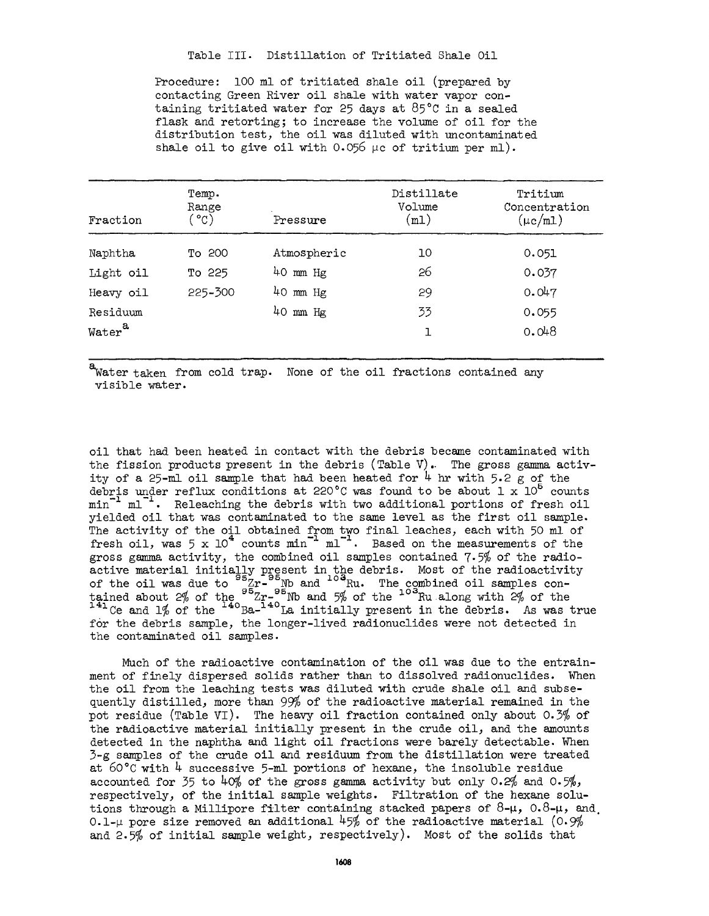Table III. Distillation of Tritiated Shale Oil

Procedure: 100 ml of tritiated shale oil (prepared by contacting Green River oil shale with water vapor containing tritiated water for 25 days at 85°C in a sealed flask and retorting; to increase the volume of oil for the distribution test, the oil was diluted with uncontaminated shale oil to give oil with 0.056 μc of tritium per ml).

| Fraction | Temp. Range (°C) | Pressure | Distillate Volume (ml) | Tritium Concentration (μc/ml) |
|---|---|---|---|---|
| Naphtha | To 200 | Atmospheric | 10 | 0.051 |
| Light oil | To 225 | 40 mm Hg | 26 | 0.037 |
| Heavy oil | 225-300 | 40 mm Hg | 29 | 0.047 |
| Residuum | | 40 mm Hg | 33 | 0.055 |
| Water[a] | | | 1 | 0.048 |

[a]Water taken from cold trap. None of the oil fractions contained any visible water.

oil that had been heated in contact with the debris became contaminated with the fission products present in the debris (Table V). The gross gamma activity of a 25-ml oil sample that had been heated for 4 hr with 5.2 g of the debris under reflux conditions at 220°C was found to be about $1 \times 10^5$ counts $min^{-1}$ $ml^{-1}$. Releaching the debris with two additional portions of fresh oil yielded oil that was contaminated to the same level as the first oil sample. The activity of the oil obtained from two final leaches, each with 50 ml of fresh oil, was $5 \times 10^4$ counts $min^{-1}$ $ml^{-1}$. Based on the measurements of the gross gamma activity, the combined oil samples contained 7.5% of the radioactive material initially present in the debris. Most of the radioactivity of the oil was due to $^{95}Zr$-$^{95}Nb$ and $^{103}Ru$. The combined oil samples contained about 2% of the $^{95}Zr$-$^{95}Nb$ and 5% of the $^{103}Ru$ along with 2% of the $^{141}Ce$ and 1% of the $^{140}Ba$-$^{140}La$ initially present in the debris. As was true for the debris sample, the longer-lived radionuclides were not detected in the contaminated oil samples.

Much of the radioactive contamination of the oil was due to the entrainment of finely dispersed solids rather than to dissolved radionuclides. When the oil from the leaching tests was diluted with crude shale oil and subsequently distilled, more than 99% of the radioactive material remained in the pot residue (Table VI). The heavy oil fraction contained only about 0.3% of the radioactive material initially present in the crude oil, and the amounts detected in the naphtha and light oil fractions were barely detectable. When 3-g samples of the crude oil and residuum from the distillation were treated at 60°C with 4 successive 5-ml portions of hexane, the insoluble residue accounted for 35 to 40% of the gross gamma activity but only 0.2% and 0.5%, respectively, of the initial sample weights. Filtration of the hexane solutions through a Millipore filter containing stacked papers of 8-μ, 0.8-μ, and 0.1-μ pore size removed an additional 45% of the radioactive material (0.9% and 2.5% of initial sample weight, respectively). Most of the solids that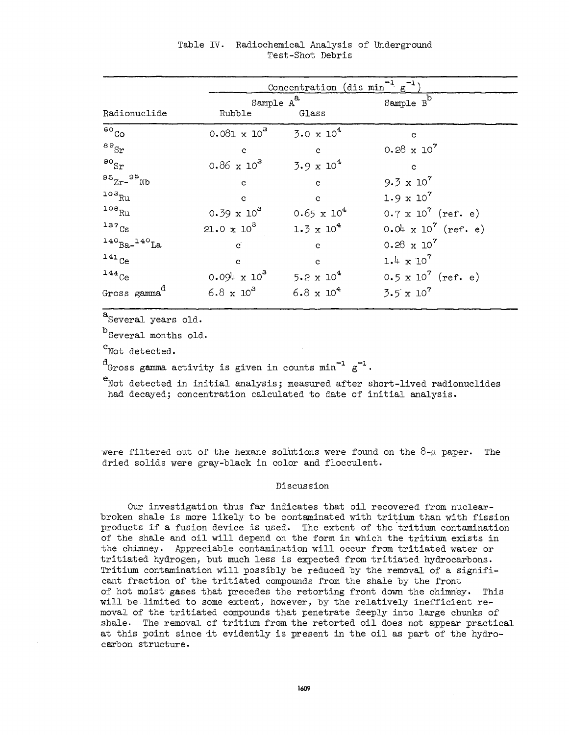Table IV. Radiochemical Analysis of Underground Test-Shot Debris

| Radionuclide | Concentration (dis $min^{-1}$ $g^{-1}$) | | |
|---|---|---|---|
| | Sample A[a] | | Sample B[b] |
| | Rubble | Glass | |
| $^{60}Co$ | $0.081 \times 10^3$ | $3.0 \times 10^4$ | c |
| $^{89}Sr$ | c | c | $0.28 \times 10^7$ |
| $^{90}Sr$ | $0.86 \times 10^3$ | $3.9 \times 10^4$ | c |
| $^{95}Zr$-$^{95}Nb$ | c | c | $9.3 \times 10^7$ |
| $^{103}Ru$ | c | c | $1.9 \times 10^7$ |
| $^{106}Ru$ | $0.39 \times 10^3$ | $0.65 \times 10^4$ | $0.7 \times 10^7$ (ref. e) |
| $^{137}Cs$ | $21.0 \times 10^3$ | $1.3 \times 10^4$ | $0.04 \times 10^7$ (ref. e) |
| $^{140}Ba$-$^{140}La$ | c | c | $0.28 \times 10^7$ |
| $^{141}Ce$ | c | c | $1.4 \times 10^7$ |
| $^{144}Ce$ | $0.094 \times 10^3$ | $5.2 \times 10^4$ | $0.5 \times 10^7$ (ref. e) |
| Gross gamma[d] | $6.8 \times 10^3$ | $6.8 \times 10^4$ | $3.5 \times 10^7$ |

[a] Several years old.

[b] Several months old.

[c] Not detected.

[d] Gross gamma activity is given in counts $min^{-1}$ $g^{-1}$.

[e] Not detected in initial analysis; measured after short-lived radionuclides had decayed; concentration calculated to date of initial analysis.

were filtered out of the hexane solutions were found on the 8-μ paper. The dried solids were gray-black in color and flocculent.

## Discussion

Our investigation thus far indicates that oil recovered from nuclear-broken shale is more likely to be contaminated with tritium than with fission products if a fusion device is used. The extent of the tritium contamination of the shale and oil will depend on the form in which the tritium exists in the chimney. Appreciable contamination will occur from tritiated water or tritiated hydrogen, but much less is expected from tritiated hydrocarbons. Tritium contamination will possibly be reduced by the removal of a significant fraction of the tritiated compounds from the shale by the front of hot moist gases that precedes the retorting front down the chimney. This will be limited to some extent, however, by the relatively inefficient removal of the tritiated compounds that penetrate deeply into large chunks of shale. The removal of tritium from the retorted oil does not appear practical at this point since it evidently is present in the oil as part of the hydrocarbon structure.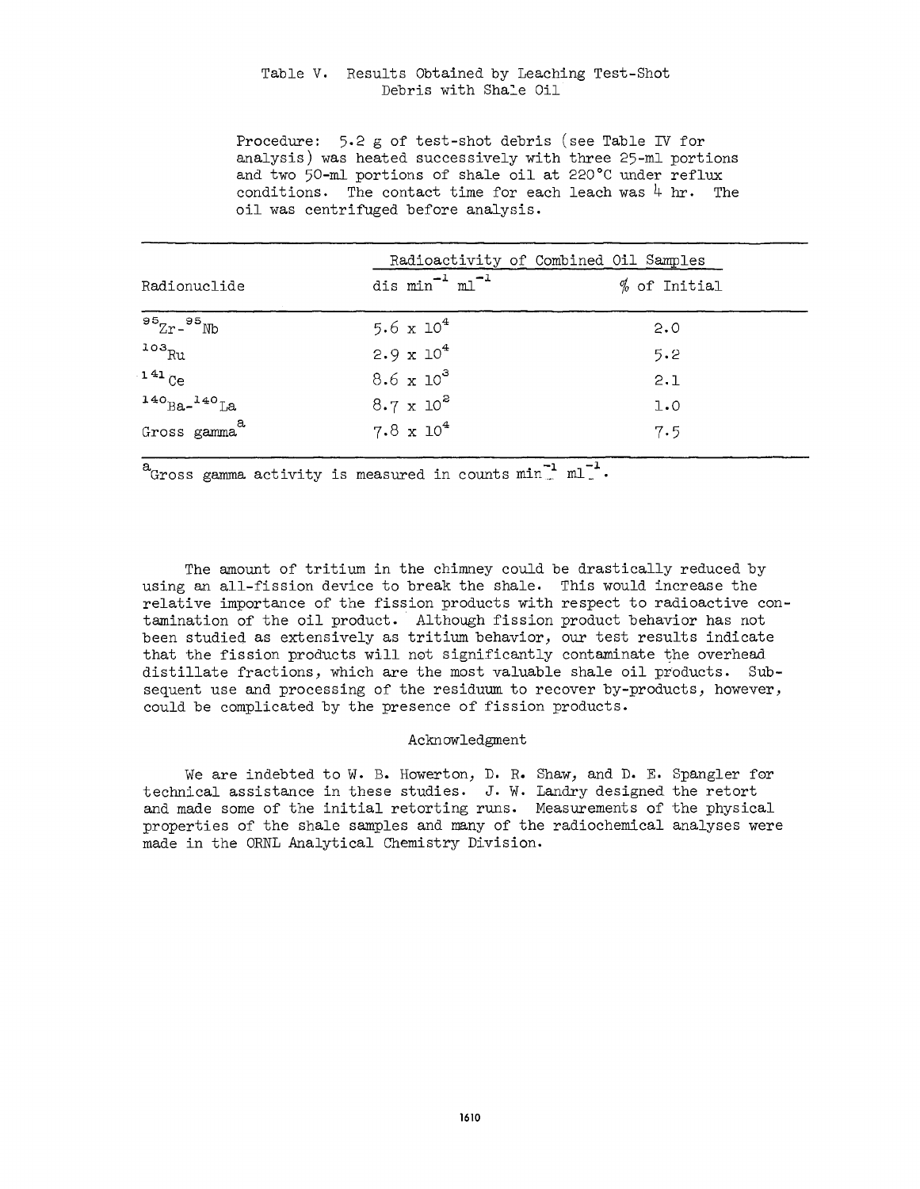Table V. Results Obtained by Leaching Test-Shot Debris with Shale Oil

Procedure: 5.2 g of test-shot debris (see Table IV for analysis) was heated successively with three 25-ml portions and two 50-ml portions of shale oil at 220°C under reflux conditions. The contact time for each leach was 4 hr. The oil was centrifuged before analysis.

| Radionuclide | Radioactivity of Combined Oil Samples | |
|---|---|---|
| | dis $min^{-1}$ $ml^{-1}$ | % of Initial |
| $^{95}Zr$-$^{95}Nb$ | $5.6 \times 10^4$ | 2.0 |
| $^{103}Ru$ | $2.9 \times 10^4$ | 5.2 |
| $^{141}Ce$ | $8.6 \times 10^3$ | 2.1 |
| $^{140}Ba$-$^{140}La$ | $8.7 \times 10^2$ | 1.0 |
| Gross gamma[a] | $7.8 \times 10^4$ | 7.5 |

[a]Gross gamma activity is measured in counts $min^{-1}$ $ml^{-1}$.

The amount of tritium in the chimney could be drastically reduced by using an all-fission device to break the shale. This would increase the relative importance of the fission products with respect to radioactive contamination of the oil product. Although fission product behavior has not been studied as extensively as tritium behavior, our test results indicate that the fission products will not significantly contaminate the overhead distillate fractions, which are the most valuable shale oil products. Subsequent use and processing of the residuum to recover by-products, however, could be complicated by the presence of fission products.

## Acknowledgment

We are indebted to W. B. Howerton, D. R. Shaw, and D. E. Spangler for technical assistance in these studies. J. W. Landry designed the retort and made some of the initial retorting runs. Measurements of the physical properties of the shale samples and many of the radiochemical analyses were made in the ORNL Analytical Chemistry Division.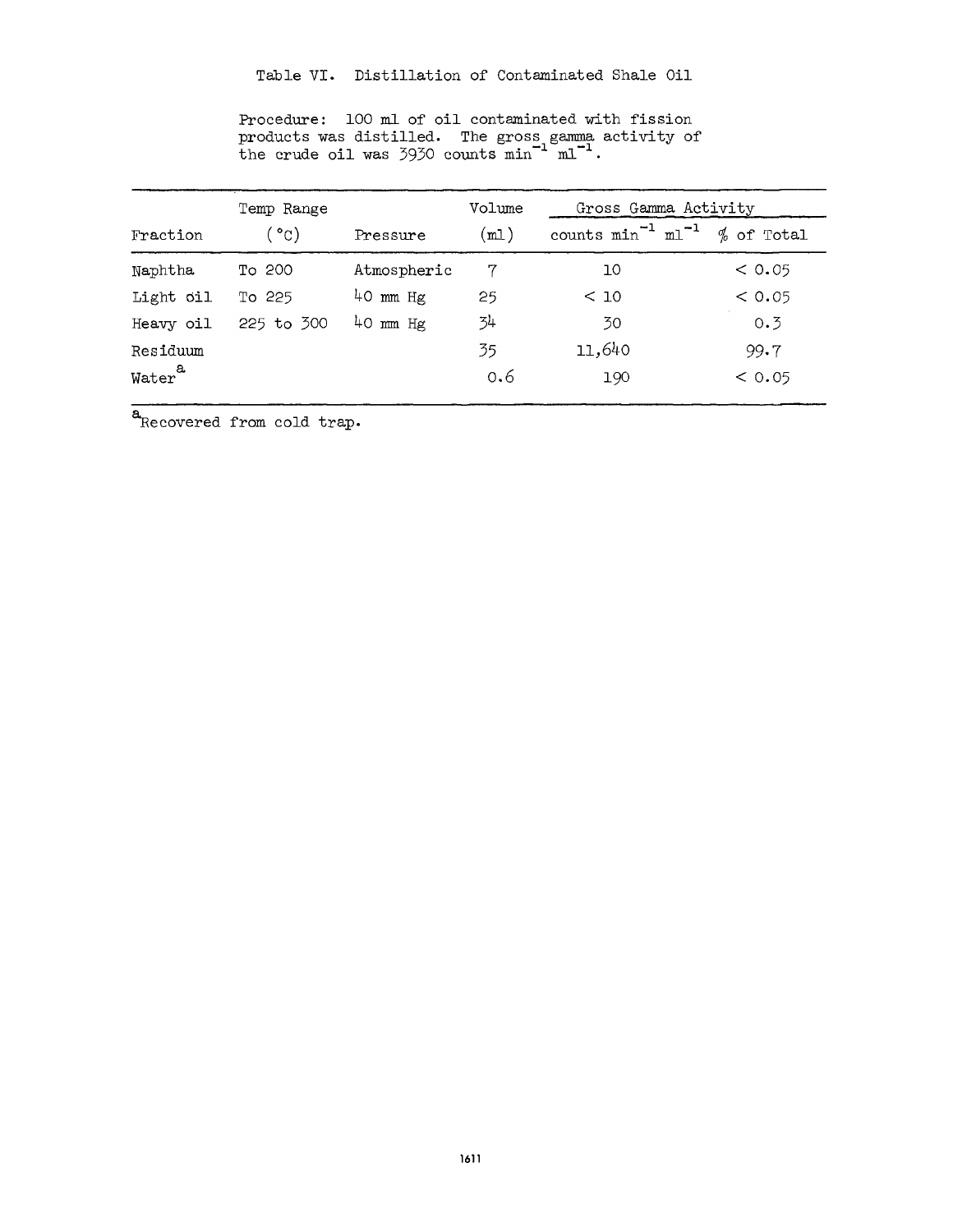Table VI. Distillation of Contaminated Shale Oil

Procedure: 100 ml of oil contaminated with fission products was distilled. The gross gamma activity of the crude oil was 3930 counts $min^{-1}$ $ml^{-1}$.

| Fraction | Temp Range (°C) | Pressure | Volume (ml) | Gross Gamma Activity | |
|---|---|---|---|---|---|
| | | | | counts $min^{-1}$ $ml^{-1}$ | % of Total |
| Naphtha | To 200 | Atmospheric | 7 | 10 | < 0.05 |
| Light oil | To 225 | 40 mm Hg | 25 | < 10 | < 0.05 |
| Heavy oil | 225 to 300 | 40 mm Hg | 34 | 30 | 0.3 |
| Residuum | | | 35 | 11,640 | 99.7 |
| Water[a] | | | 0.6 | 190 | < 0.05 |

[a]Recovered from cold trap.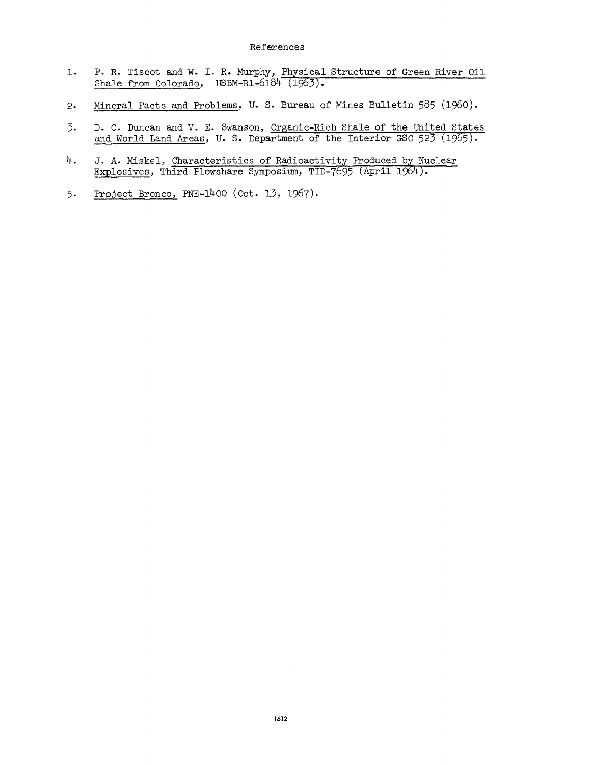## References

1. P. R. Tiscot and W. I. R. Murphy, Physical Structure of Green River Oil Shale from Colorado, USBM-R1-6184 (1963).

2. Mineral Facts and Problems, U. S. Bureau of Mines Bulletin 585 (1960).

3. D. C. Duncan and V. E. Swanson, Organic-Rich Shale of the United States and World Land Areas, U. S. Department of the Interior GSC 523 (1965).

4. J. A. Miskel, Characteristics of Radioactivity Produced by Nuclear Explosives, Third Plowshare Symposium, TID-7695 (April 1964).

5. Project Bronco, PNE-1400 (Oct. 13, 1967).